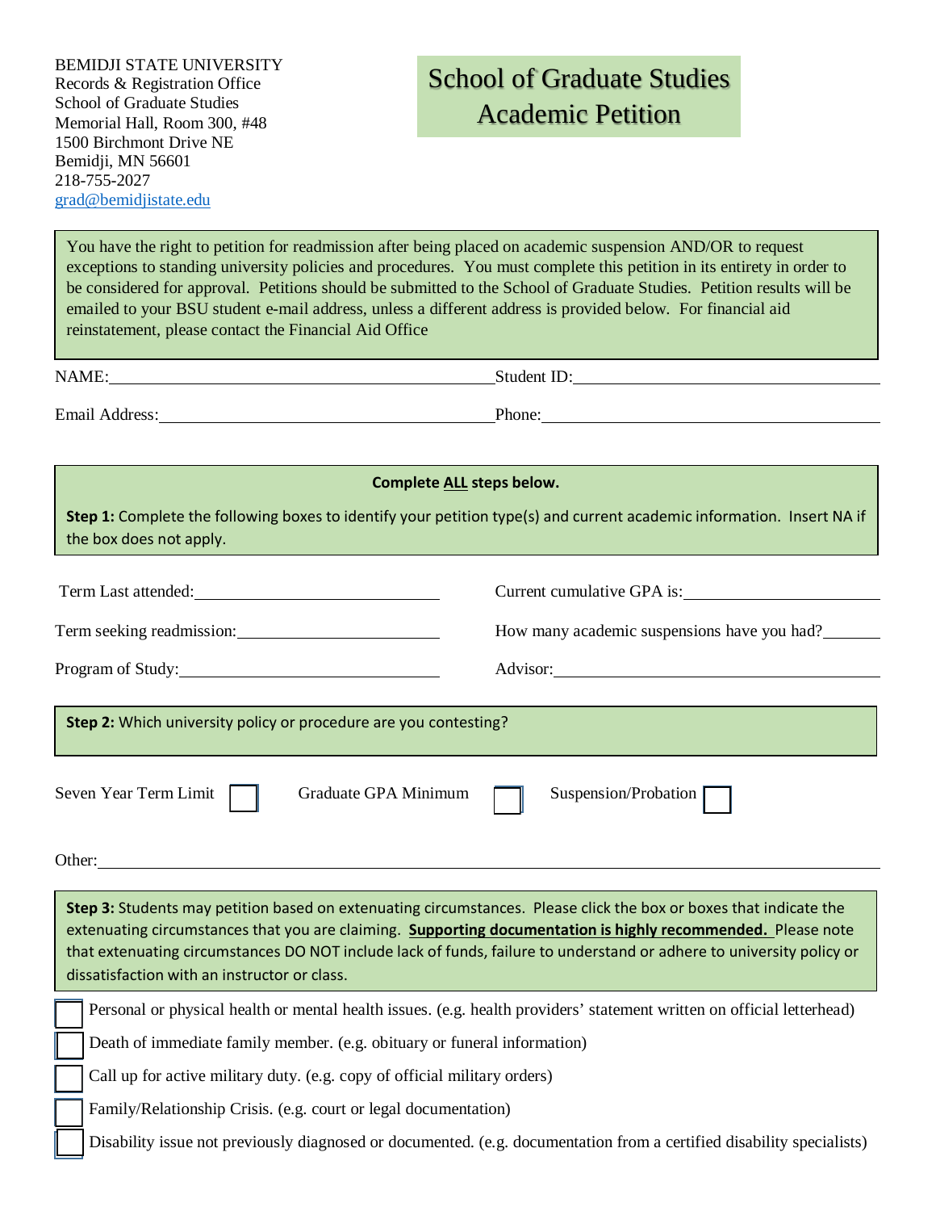BEMIDJI STATE UNIVERSITY
Records & Registration Office
School of Graduate Studies
Memorial Hall, Room 300, #48
1500 Birchmont Drive NE
Bemidji, MN 56601
218-755-2027
grad@bemidjistate.edu

# School of Graduate Studies Academic Petition

You have the right to petition for readmission after being placed on academic suspension AND/OR to request exceptions to standing university policies and procedures. You must complete this petition in its entirety in order to be considered for approval. Petitions should be submitted to the School of Graduate Studies. Petition results will be emailed to your BSU student e-mail address, unless a different address is provided below. For financial aid reinstatement, please contact the Financial Aid Office

NAME:\_\_\_\_\_\_\_\_\_\_\_\_\_\_\_\_\_\_\_\_\_\_\_\_ Student ID:\_\_\_\_\_\_\_\_\_\_\_\_\_\_\_\_\_\_\_\_\_\_\_\_

Email Address:\_\_\_\_\_\_\_\_\_\_\_\_\_\_\_\_\_\_\_\_\_\_\_\_ Phone:\_\_\_\_\_\_\_\_\_\_\_\_\_\_\_\_\_\_\_\_\_\_\_\_

**Complete ALL steps below.**

**Step 1:** Complete the following boxes to identify your petition type(s) and current academic information. Insert NA if the box does not apply.

Term Last attended:\_\_\_\_\_\_\_\_\_\_\_\_\_\_\_\_ Current cumulative GPA is:\_\_\_\_\_\_\_\_\_\_\_\_\_\_\_\_

Term seeking readmission:\_\_\_\_\_\_\_\_\_\_\_\_\_\_\_\_ How many academic suspensions have you had?\_\_\_\_\_\_\_\_

Program of Study:\_\_\_\_\_\_\_\_\_\_\_\_\_\_\_\_ Advisor:\_\_\_\_\_\_\_\_\_\_\_\_\_\_\_\_

**Step 2:** Which university policy or procedure are you contesting?

Seven Year Term Limit ☐ Graduate GPA Minimum ☐ Suspension/Probation ☐

Other:\_\_\_\_\_\_\_\_\_\_\_\_\_\_\_\_\_\_\_\_\_\_\_\_\_\_\_\_\_\_\_\_\_\_\_\_\_\_\_\_\_\_\_\_

**Step 3:** Students may petition based on extenuating circumstances. Please click the box or boxes that indicate the extenuating circumstances that you are claiming. **Supporting documentation is highly recommended.** Please note that extenuating circumstances DO NOT include lack of funds, failure to understand or adhere to university policy or dissatisfaction with an instructor or class.

☐ Personal or physical health or mental health issues. (e.g. health providers' statement written on official letterhead)

☐ Death of immediate family member. (e.g. obituary or funeral information)

☐ Call up for active military duty. (e.g. copy of official military orders)

☐ Family/Relationship Crisis. (e.g. court or legal documentation)

☐ Disability issue not previously diagnosed or documented. (e.g. documentation from a certified disability specialists)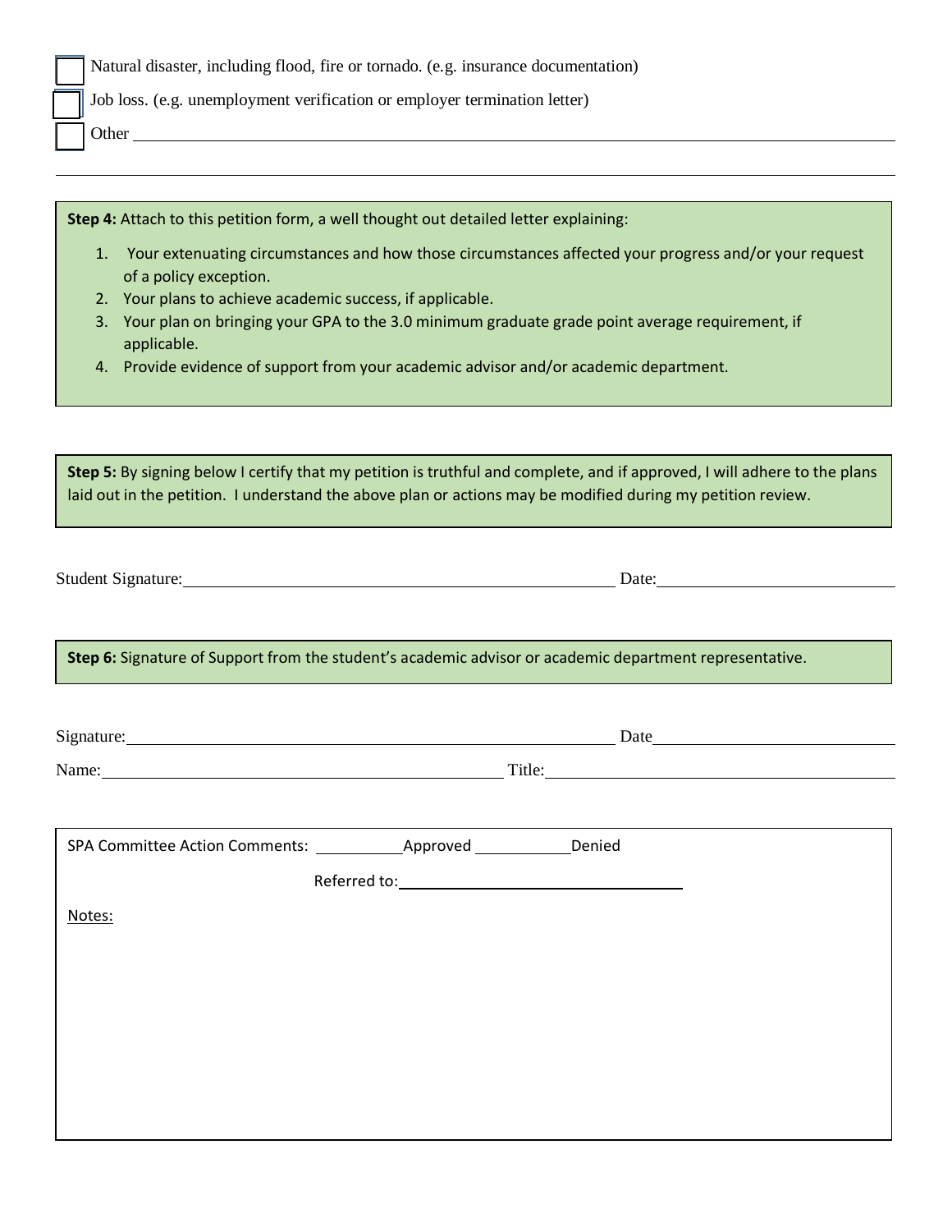☐ Natural disaster, including flood, fire or tornado. (e.g. insurance documentation)

☐ Job loss. (e.g. unemployment verification or employer termination letter)

☐ Other ______________________________________________________________________________

______________________________________________________________________________________

**Step 4:** Attach to this petition form, a well thought out detailed letter explaining:

1. Your extenuating circumstances and how those circumstances affected your progress and/or your request of a policy exception.
2. Your plans to achieve academic success, if applicable.
3. Your plan on bringing your GPA to the 3.0 minimum graduate grade point average requirement, if applicable.
4. Provide evidence of support from your academic advisor and/or academic department.

**Step 5:** By signing below I certify that my petition is truthful and complete, and if approved, I will adhere to the plans laid out in the petition. I understand the above plan or actions may be modified during my petition review.

Student Signature:_______________________________________ Date:_____________________

**Step 6:** Signature of Support from the student's academic advisor or academic department representative.

Signature:_______________________________________ Date_____________________

Name:___________________________________ Title:_________________________________

SPA Committee Action Comments: __________Approved __________Denied

Referred to:_____________________________

Notes: